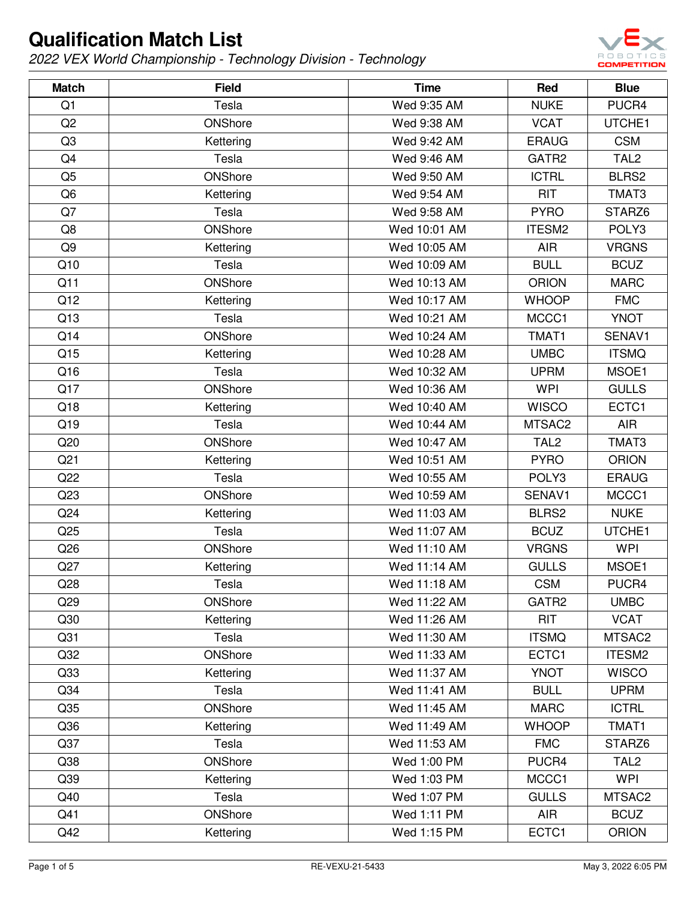# Qualification Match List

*2022 VEX World Championship - Technology Division - Technology*

| Match | Field | Time | Red | Blue |
|---|---|---|---|---|
| Q1 | Tesla | Wed 9:35 AM | NUKE | PUCR4 |
| Q2 | ONShore | Wed 9:38 AM | VCAT | UTCHE1 |
| Q3 | Kettering | Wed 9:42 AM | ERAUG | CSM |
| Q4 | Tesla | Wed 9:46 AM | GATR2 | TAL2 |
| Q5 | ONShore | Wed 9:50 AM | ICTRL | BLRS2 |
| Q6 | Kettering | Wed 9:54 AM | RIT | TMAT3 |
| Q7 | Tesla | Wed 9:58 AM | PYRO | STARZ6 |
| Q8 | ONShore | Wed 10:01 AM | ITESM2 | POLY3 |
| Q9 | Kettering | Wed 10:05 AM | AIR | VRGNS |
| Q10 | Tesla | Wed 10:09 AM | BULL | BCUZ |
| Q11 | ONShore | Wed 10:13 AM | ORION | MARC |
| Q12 | Kettering | Wed 10:17 AM | WHOOP | FMC |
| Q13 | Tesla | Wed 10:21 AM | MCCC1 | YNOT |
| Q14 | ONShore | Wed 10:24 AM | TMAT1 | SENAV1 |
| Q15 | Kettering | Wed 10:28 AM | UMBC | ITSMQ |
| Q16 | Tesla | Wed 10:32 AM | UPRM | MSOE1 |
| Q17 | ONShore | Wed 10:36 AM | WPI | GULLS |
| Q18 | Kettering | Wed 10:40 AM | WISCO | ECTC1 |
| Q19 | Tesla | Wed 10:44 AM | MTSAC2 | AIR |
| Q20 | ONShore | Wed 10:47 AM | TAL2 | TMAT3 |
| Q21 | Kettering | Wed 10:51 AM | PYRO | ORION |
| Q22 | Tesla | Wed 10:55 AM | POLY3 | ERAUG |
| Q23 | ONShore | Wed 10:59 AM | SENAV1 | MCCC1 |
| Q24 | Kettering | Wed 11:03 AM | BLRS2 | NUKE |
| Q25 | Tesla | Wed 11:07 AM | BCUZ | UTCHE1 |
| Q26 | ONShore | Wed 11:10 AM | VRGNS | WPI |
| Q27 | Kettering | Wed 11:14 AM | GULLS | MSOE1 |
| Q28 | Tesla | Wed 11:18 AM | CSM | PUCR4 |
| Q29 | ONShore | Wed 11:22 AM | GATR2 | UMBC |
| Q30 | Kettering | Wed 11:26 AM | RIT | VCAT |
| Q31 | Tesla | Wed 11:30 AM | ITSMQ | MTSAC2 |
| Q32 | ONShore | Wed 11:33 AM | ECTC1 | ITESM2 |
| Q33 | Kettering | Wed 11:37 AM | YNOT | WISCO |
| Q34 | Tesla | Wed 11:41 AM | BULL | UPRM |
| Q35 | ONShore | Wed 11:45 AM | MARC | ICTRL |
| Q36 | Kettering | Wed 11:49 AM | WHOOP | TMAT1 |
| Q37 | Tesla | Wed 11:53 AM | FMC | STARZ6 |
| Q38 | ONShore | Wed 1:00 PM | PUCR4 | TAL2 |
| Q39 | Kettering | Wed 1:03 PM | MCCC1 | WPI |
| Q40 | Tesla | Wed 1:07 PM | GULLS | MTSAC2 |
| Q41 | ONShore | Wed 1:11 PM | AIR | BCUZ |
| Q42 | Kettering | Wed 1:15 PM | ECTC1 | ORION |

RE-VEXU-21-5433 May 3, 2022 6:05 PM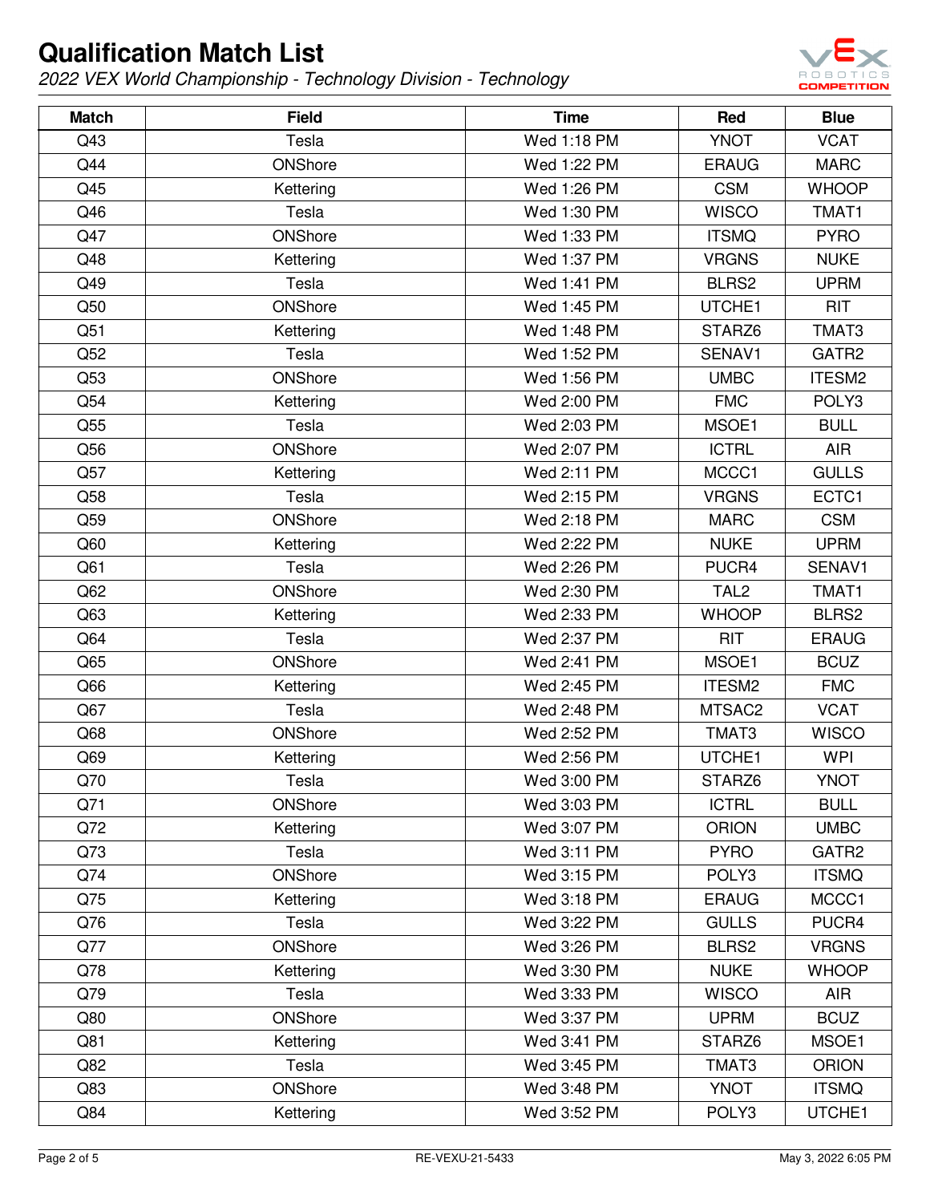# Qualification Match List

*2022 VEX World Championship - Technology Division - Technology*

| Match | Field | Time | Red | Blue |
|---|---|---|---|---|
| Q43 | Tesla | Wed 1:18 PM | YNOT | VCAT |
| Q44 | ONShore | Wed 1:22 PM | ERAUG | MARC |
| Q45 | Kettering | Wed 1:26 PM | CSM | WHOOP |
| Q46 | Tesla | Wed 1:30 PM | WISCO | TMAT1 |
| Q47 | ONShore | Wed 1:33 PM | ITSMQ | PYRO |
| Q48 | Kettering | Wed 1:37 PM | VRGNS | NUKE |
| Q49 | Tesla | Wed 1:41 PM | BLRS2 | UPRM |
| Q50 | ONShore | Wed 1:45 PM | UTCHE1 | RIT |
| Q51 | Kettering | Wed 1:48 PM | STARZ6 | TMAT3 |
| Q52 | Tesla | Wed 1:52 PM | SENAV1 | GATR2 |
| Q53 | ONShore | Wed 1:56 PM | UMBC | ITESM2 |
| Q54 | Kettering | Wed 2:00 PM | FMC | POLY3 |
| Q55 | Tesla | Wed 2:03 PM | MSOE1 | BULL |
| Q56 | ONShore | Wed 2:07 PM | ICTRL | AIR |
| Q57 | Kettering | Wed 2:11 PM | MCCC1 | GULLS |
| Q58 | Tesla | Wed 2:15 PM | VRGNS | ECTC1 |
| Q59 | ONShore | Wed 2:18 PM | MARC | CSM |
| Q60 | Kettering | Wed 2:22 PM | NUKE | UPRM |
| Q61 | Tesla | Wed 2:26 PM | PUCR4 | SENAV1 |
| Q62 | ONShore | Wed 2:30 PM | TAL2 | TMAT1 |
| Q63 | Kettering | Wed 2:33 PM | WHOOP | BLRS2 |
| Q64 | Tesla | Wed 2:37 PM | RIT | ERAUG |
| Q65 | ONShore | Wed 2:41 PM | MSOE1 | BCUZ |
| Q66 | Kettering | Wed 2:45 PM | ITESM2 | FMC |
| Q67 | Tesla | Wed 2:48 PM | MTSAC2 | VCAT |
| Q68 | ONShore | Wed 2:52 PM | TMAT3 | WISCO |
| Q69 | Kettering | Wed 2:56 PM | UTCHE1 | WPI |
| Q70 | Tesla | Wed 3:00 PM | STARZ6 | YNOT |
| Q71 | ONShore | Wed 3:03 PM | ICTRL | BULL |
| Q72 | Kettering | Wed 3:07 PM | ORION | UMBC |
| Q73 | Tesla | Wed 3:11 PM | PYRO | GATR2 |
| Q74 | ONShore | Wed 3:15 PM | POLY3 | ITSMQ |
| Q75 | Kettering | Wed 3:18 PM | ERAUG | MCCC1 |
| Q76 | Tesla | Wed 3:22 PM | GULLS | PUCR4 |
| Q77 | ONShore | Wed 3:26 PM | BLRS2 | VRGNS |
| Q78 | Kettering | Wed 3:30 PM | NUKE | WHOOP |
| Q79 | Tesla | Wed 3:33 PM | WISCO | AIR |
| Q80 | ONShore | Wed 3:37 PM | UPRM | BCUZ |
| Q81 | Kettering | Wed 3:41 PM | STARZ6 | MSOE1 |
| Q82 | Tesla | Wed 3:45 PM | TMAT3 | ORION |
| Q83 | ONShore | Wed 3:48 PM | YNOT | ITSMQ |
| Q84 | Kettering | Wed 3:52 PM | POLY3 | UTCHE1 |

RE-VEXU-21-5433

May 3, 2022 6:05 PM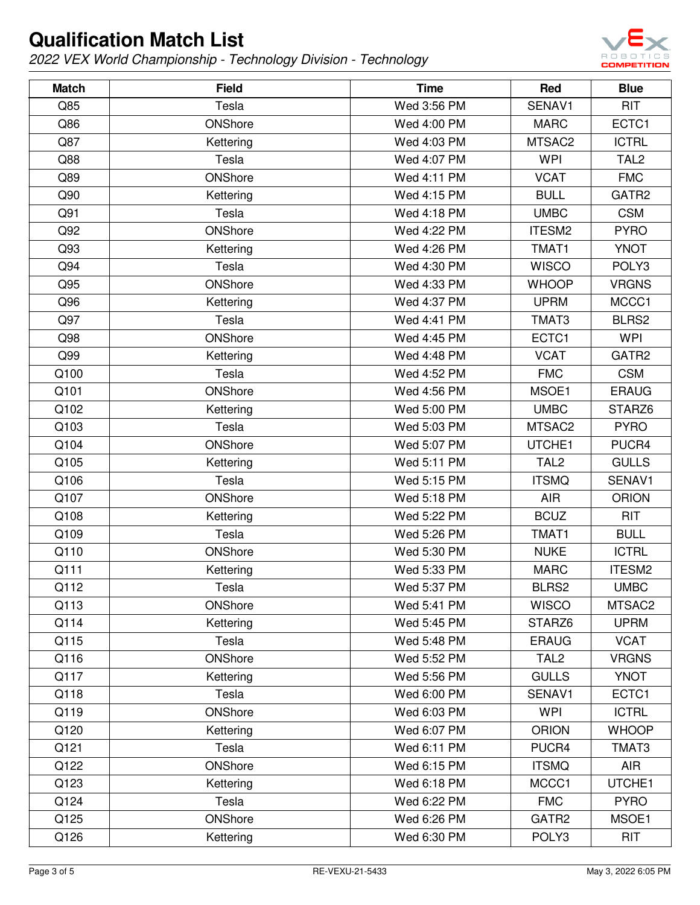# Qualification Match List

*2022 VEX World Championship - Technology Division - Technology*

| Match | Field | Time | Red | Blue |
|---|---|---|---|---|
| Q85 | Tesla | Wed 3:56 PM | SENAV1 | RIT |
| Q86 | ONShore | Wed 4:00 PM | MARC | ECTC1 |
| Q87 | Kettering | Wed 4:03 PM | MTSAC2 | ICTRL |
| Q88 | Tesla | Wed 4:07 PM | WPI | TAL2 |
| Q89 | ONShore | Wed 4:11 PM | VCAT | FMC |
| Q90 | Kettering | Wed 4:15 PM | BULL | GATR2 |
| Q91 | Tesla | Wed 4:18 PM | UMBC | CSM |
| Q92 | ONShore | Wed 4:22 PM | ITESM2 | PYRO |
| Q93 | Kettering | Wed 4:26 PM | TMAT1 | YNOT |
| Q94 | Tesla | Wed 4:30 PM | WISCO | POLY3 |
| Q95 | ONShore | Wed 4:33 PM | WHOOP | VRGNS |
| Q96 | Kettering | Wed 4:37 PM | UPRM | MCCC1 |
| Q97 | Tesla | Wed 4:41 PM | TMAT3 | BLRS2 |
| Q98 | ONShore | Wed 4:45 PM | ECTC1 | WPI |
| Q99 | Kettering | Wed 4:48 PM | VCAT | GATR2 |
| Q100 | Tesla | Wed 4:52 PM | FMC | CSM |
| Q101 | ONShore | Wed 4:56 PM | MSOE1 | ERAUG |
| Q102 | Kettering | Wed 5:00 PM | UMBC | STARZ6 |
| Q103 | Tesla | Wed 5:03 PM | MTSAC2 | PYRO |
| Q104 | ONShore | Wed 5:07 PM | UTCHE1 | PUCR4 |
| Q105 | Kettering | Wed 5:11 PM | TAL2 | GULLS |
| Q106 | Tesla | Wed 5:15 PM | ITSMQ | SENAV1 |
| Q107 | ONShore | Wed 5:18 PM | AIR | ORION |
| Q108 | Kettering | Wed 5:22 PM | BCUZ | RIT |
| Q109 | Tesla | Wed 5:26 PM | TMAT1 | BULL |
| Q110 | ONShore | Wed 5:30 PM | NUKE | ICTRL |
| Q111 | Kettering | Wed 5:33 PM | MARC | ITESM2 |
| Q112 | Tesla | Wed 5:37 PM | BLRS2 | UMBC |
| Q113 | ONShore | Wed 5:41 PM | WISCO | MTSAC2 |
| Q114 | Kettering | Wed 5:45 PM | STARZ6 | UPRM |
| Q115 | Tesla | Wed 5:48 PM | ERAUG | VCAT |
| Q116 | ONShore | Wed 5:52 PM | TAL2 | VRGNS |
| Q117 | Kettering | Wed 5:56 PM | GULLS | YNOT |
| Q118 | Tesla | Wed 6:00 PM | SENAV1 | ECTC1 |
| Q119 | ONShore | Wed 6:03 PM | WPI | ICTRL |
| Q120 | Kettering | Wed 6:07 PM | ORION | WHOOP |
| Q121 | Tesla | Wed 6:11 PM | PUCR4 | TMAT3 |
| Q122 | ONShore | Wed 6:15 PM | ITSMQ | AIR |
| Q123 | Kettering | Wed 6:18 PM | MCCC1 | UTCHE1 |
| Q124 | Tesla | Wed 6:22 PM | FMC | PYRO |
| Q125 | ONShore | Wed 6:26 PM | GATR2 | MSOE1 |
| Q126 | Kettering | Wed 6:30 PM | POLY3 | RIT |

RE-VEXU-21-5433

May 3, 2022 6:05 PM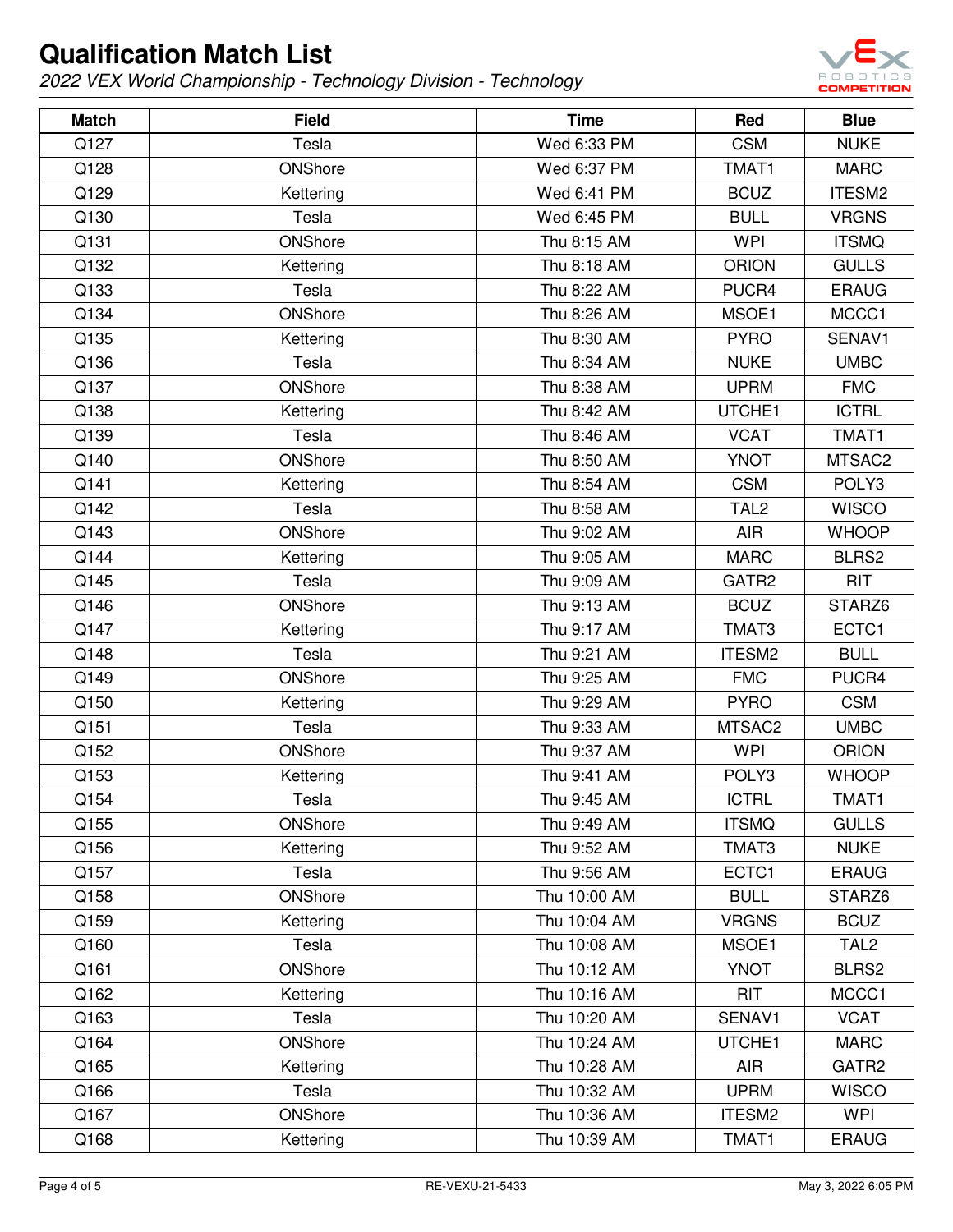# Qualification Match List

*2022 VEX World Championship - Technology Division - Technology*

| Match | Field | Time | Red | Blue |
|---|---|---|---|---|
| Q127 | Tesla | Wed 6:33 PM | CSM | NUKE |
| Q128 | ONShore | Wed 6:37 PM | TMAT1 | MARC |
| Q129 | Kettering | Wed 6:41 PM | BCUZ | ITESM2 |
| Q130 | Tesla | Wed 6:45 PM | BULL | VRGNS |
| Q131 | ONShore | Thu 8:15 AM | WPI | ITSMQ |
| Q132 | Kettering | Thu 8:18 AM | ORION | GULLS |
| Q133 | Tesla | Thu 8:22 AM | PUCR4 | ERAUG |
| Q134 | ONShore | Thu 8:26 AM | MSOE1 | MCCC1 |
| Q135 | Kettering | Thu 8:30 AM | PYRO | SENAV1 |
| Q136 | Tesla | Thu 8:34 AM | NUKE | UMBC |
| Q137 | ONShore | Thu 8:38 AM | UPRM | FMC |
| Q138 | Kettering | Thu 8:42 AM | UTCHE1 | ICTRL |
| Q139 | Tesla | Thu 8:46 AM | VCAT | TMAT1 |
| Q140 | ONShore | Thu 8:50 AM | YNOT | MTSAC2 |
| Q141 | Kettering | Thu 8:54 AM | CSM | POLY3 |
| Q142 | Tesla | Thu 8:58 AM | TAL2 | WISCO |
| Q143 | ONShore | Thu 9:02 AM | AIR | WHOOP |
| Q144 | Kettering | Thu 9:05 AM | MARC | BLRS2 |
| Q145 | Tesla | Thu 9:09 AM | GATR2 | RIT |
| Q146 | ONShore | Thu 9:13 AM | BCUZ | STARZ6 |
| Q147 | Kettering | Thu 9:17 AM | TMAT3 | ECTC1 |
| Q148 | Tesla | Thu 9:21 AM | ITESM2 | BULL |
| Q149 | ONShore | Thu 9:25 AM | FMC | PUCR4 |
| Q150 | Kettering | Thu 9:29 AM | PYRO | CSM |
| Q151 | Tesla | Thu 9:33 AM | MTSAC2 | UMBC |
| Q152 | ONShore | Thu 9:37 AM | WPI | ORION |
| Q153 | Kettering | Thu 9:41 AM | POLY3 | WHOOP |
| Q154 | Tesla | Thu 9:45 AM | ICTRL | TMAT1 |
| Q155 | ONShore | Thu 9:49 AM | ITSMQ | GULLS |
| Q156 | Kettering | Thu 9:52 AM | TMAT3 | NUKE |
| Q157 | Tesla | Thu 9:56 AM | ECTC1 | ERAUG |
| Q158 | ONShore | Thu 10:00 AM | BULL | STARZ6 |
| Q159 | Kettering | Thu 10:04 AM | VRGNS | BCUZ |
| Q160 | Tesla | Thu 10:08 AM | MSOE1 | TAL2 |
| Q161 | ONShore | Thu 10:12 AM | YNOT | BLRS2 |
| Q162 | Kettering | Thu 10:16 AM | RIT | MCCC1 |
| Q163 | Tesla | Thu 10:20 AM | SENAV1 | VCAT |
| Q164 | ONShore | Thu 10:24 AM | UTCHE1 | MARC |
| Q165 | Kettering | Thu 10:28 AM | AIR | GATR2 |
| Q166 | Tesla | Thu 10:32 AM | UPRM | WISCO |
| Q167 | ONShore | Thu 10:36 AM | ITESM2 | WPI |
| Q168 | Kettering | Thu 10:39 AM | TMAT1 | ERAUG |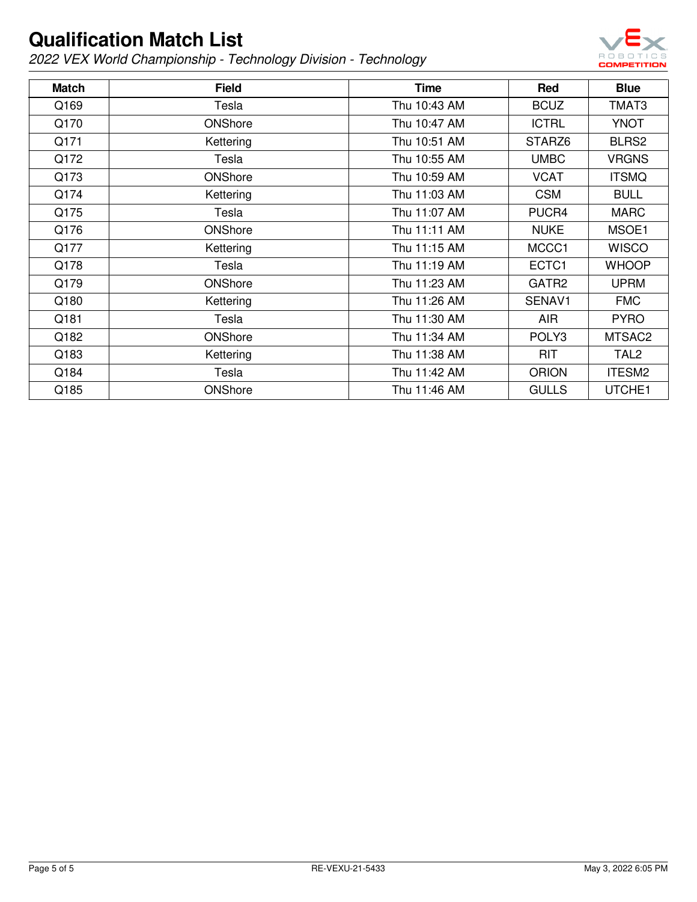# Qualification Match List

*2022 VEX World Championship - Technology Division - Technology*

| Match | Field | Time | Red | Blue |
|---|---|---|---|---|
| Q169 | Tesla | Thu 10:43 AM | BCUZ | TMAT3 |
| Q170 | ONShore | Thu 10:47 AM | ICTRL | YNOT |
| Q171 | Kettering | Thu 10:51 AM | STARZ6 | BLRS2 |
| Q172 | Tesla | Thu 10:55 AM | UMBC | VRGNS |
| Q173 | ONShore | Thu 10:59 AM | VCAT | ITSMQ |
| Q174 | Kettering | Thu 11:03 AM | CSM | BULL |
| Q175 | Tesla | Thu 11:07 AM | PUCR4 | MARC |
| Q176 | ONShore | Thu 11:11 AM | NUKE | MSOE1 |
| Q177 | Kettering | Thu 11:15 AM | MCCC1 | WISCO |
| Q178 | Tesla | Thu 11:19 AM | ECTC1 | WHOOP |
| Q179 | ONShore | Thu 11:23 AM | GATR2 | UPRM |
| Q180 | Kettering | Thu 11:26 AM | SENAV1 | FMC |
| Q181 | Tesla | Thu 11:30 AM | AIR | PYRO |
| Q182 | ONShore | Thu 11:34 AM | POLY3 | MTSAC2 |
| Q183 | Kettering | Thu 11:38 AM | RIT | TAL2 |
| Q184 | Tesla | Thu 11:42 AM | ORION | ITESM2 |
| Q185 | ONShore | Thu 11:46 AM | GULLS | UTCHE1 |

RE-VEXU-21-5433

May 3, 2022 6:05 PM